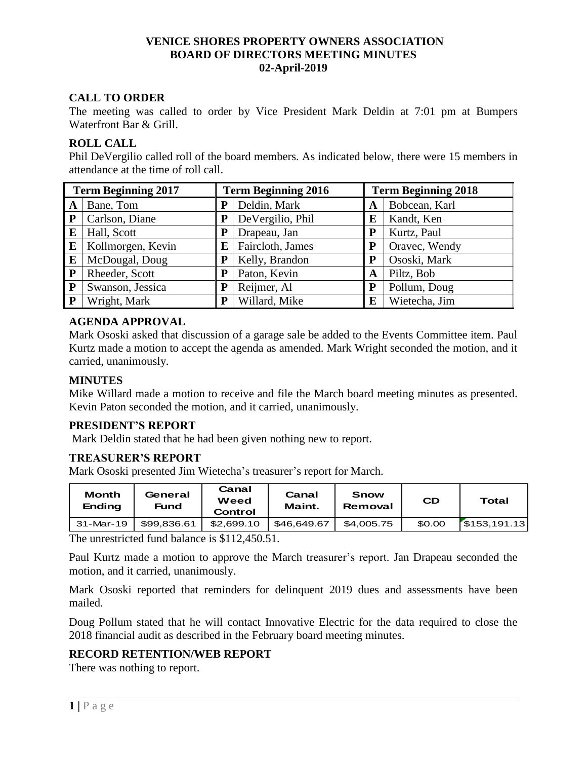# VENICE SHORES PROPERTY OWNERS ASSOCIATION
# BOARD OF DIRECTORS MEETING MINUTES
# 02-April-2019

## CALL TO ORDER

The meeting was called to order by Vice President Mark Deldin at 7:01 pm at Bumpers Waterfront Bar & Grill.

## ROLL CALL

Phil DeVergilio called roll of the board members. As indicated below, there were 15 members in attendance at the time of roll call.

| Term Beginning 2017 | | Term Beginning 2016 | | Term Beginning 2018 | |
|---|---|---|---|---|---|
| A | Bane, Tom | P | Deldin, Mark | A | Bobcean, Karl |
| P | Carlson, Diane | P | DeVergilio, Phil | E | Kandt, Ken |
| E | Hall, Scott | P | Drapeau, Jan | P | Kurtz, Paul |
| E | Kollmorgen, Kevin | E | Faircloth, James | P | Oravec, Wendy |
| E | McDougal, Doug | P | Kelly, Brandon | P | Ososki, Mark |
| P | Rheeder, Scott | P | Paton, Kevin | A | Piltz, Bob |
| P | Swanson, Jessica | P | Reijmer, Al | P | Pollum, Doug |
| P | Wright, Mark | P | Willard, Mike | E | Wietecha, Jim |

## AGENDA APPROVAL

Mark Ososki asked that discussion of a garage sale be added to the Events Committee item. Paul Kurtz made a motion to accept the agenda as amended. Mark Wright seconded the motion, and it carried, unanimously.

## MINUTES

Mike Willard made a motion to receive and file the March board meeting minutes as presented. Kevin Paton seconded the motion, and it carried, unanimously.

## PRESIDENT'S REPORT

Mark Deldin stated that he had been given nothing new to report.

## TREASURER'S REPORT

Mark Ososki presented Jim Wietecha's treasurer's report for March.

| Month Ending | General Fund | Canal Weed Control | Canal Maint. | Snow Removal | CD | Total |
|---|---|---|---|---|---|---|
| 31-Mar-19 | $99,836.61 | $2,699.10 | $46,649.67 | $4,005.75 | $0.00 | $153,191.13 |

The unrestricted fund balance is $112,450.51.

Paul Kurtz made a motion to approve the March treasurer's report. Jan Drapeau seconded the motion, and it carried, unanimously.

Mark Ososki reported that reminders for delinquent 2019 dues and assessments have been mailed.

Doug Pollum stated that he will contact Innovative Electric for the data required to close the 2018 financial audit as described in the February board meeting minutes.

## RECORD RETENTION/WEB REPORT

There was nothing to report.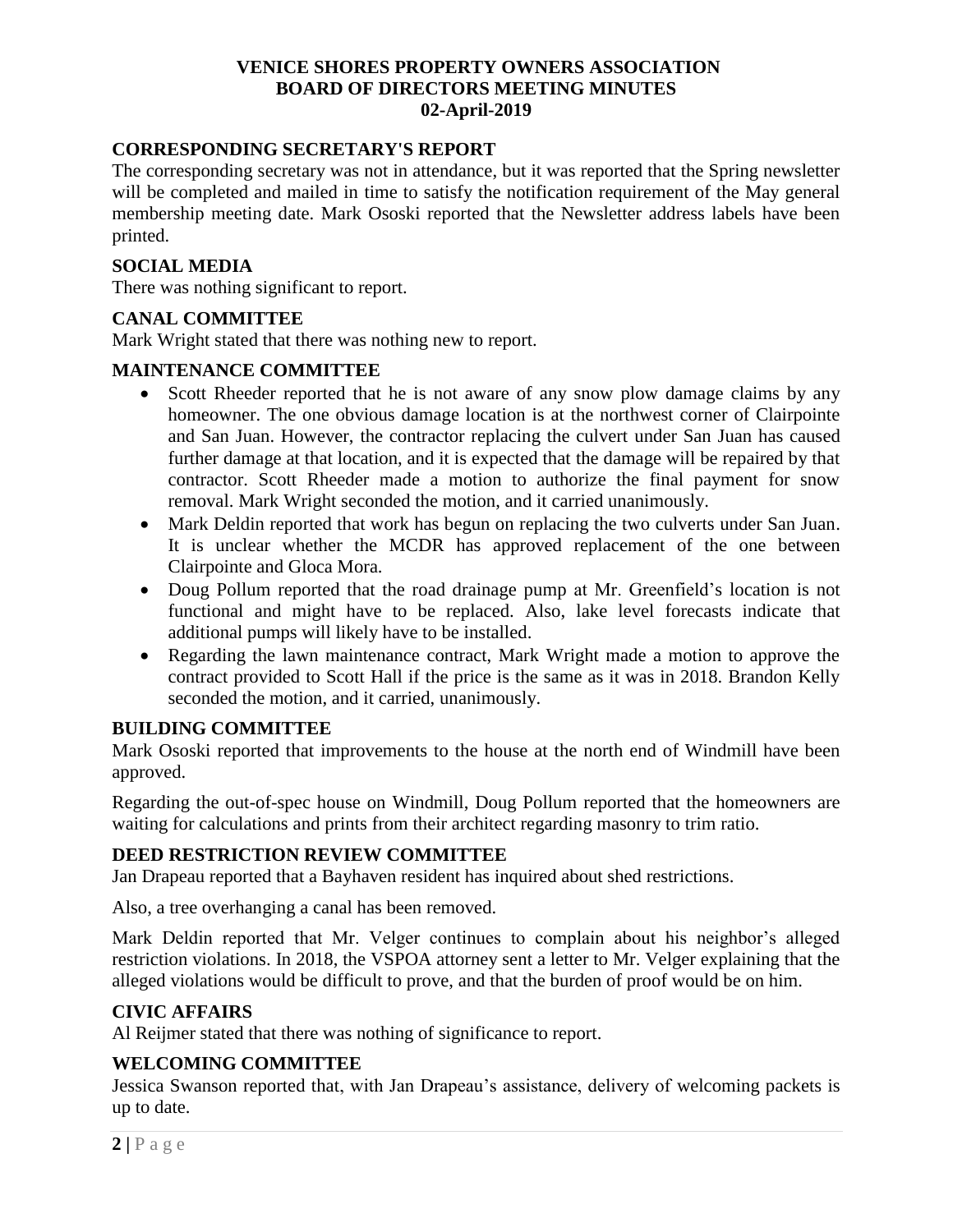# VENICE SHORES PROPERTY OWNERS ASSOCIATION
# BOARD OF DIRECTORS MEETING MINUTES
# 02-April-2019

## CORRESPONDING SECRETARY'S REPORT

The corresponding secretary was not in attendance, but it was reported that the Spring newsletter will be completed and mailed in time to satisfy the notification requirement of the May general membership meeting date. Mark Ososki reported that the Newsletter address labels have been printed.

## SOCIAL MEDIA

There was nothing significant to report.

## CANAL COMMITTEE

Mark Wright stated that there was nothing new to report.

## MAINTENANCE COMMITTEE

- Scott Rheeder reported that he is not aware of any snow plow damage claims by any homeowner. The one obvious damage location is at the northwest corner of Clairpointe and San Juan. However, the contractor replacing the culvert under San Juan has caused further damage at that location, and it is expected that the damage will be repaired by that contractor. Scott Rheeder made a motion to authorize the final payment for snow removal. Mark Wright seconded the motion, and it carried unanimously.
- Mark Deldin reported that work has begun on replacing the two culverts under San Juan. It is unclear whether the MCDR has approved replacement of the one between Clairpointe and Gloca Mora.
- Doug Pollum reported that the road drainage pump at Mr. Greenfield's location is not functional and might have to be replaced. Also, lake level forecasts indicate that additional pumps will likely have to be installed.
- Regarding the lawn maintenance contract, Mark Wright made a motion to approve the contract provided to Scott Hall if the price is the same as it was in 2018. Brandon Kelly seconded the motion, and it carried, unanimously.

## BUILDING COMMITTEE

Mark Ososki reported that improvements to the house at the north end of Windmill have been approved.

Regarding the out-of-spec house on Windmill, Doug Pollum reported that the homeowners are waiting for calculations and prints from their architect regarding masonry to trim ratio.

## DEED RESTRICTION REVIEW COMMITTEE

Jan Drapeau reported that a Bayhaven resident has inquired about shed restrictions.

Also, a tree overhanging a canal has been removed.

Mark Deldin reported that Mr. Velger continues to complain about his neighbor's alleged restriction violations. In 2018, the VSPOA attorney sent a letter to Mr. Velger explaining that the alleged violations would be difficult to prove, and that the burden of proof would be on him.

## CIVIC AFFAIRS

Al Reijmer stated that there was nothing of significance to report.

## WELCOMING COMMITTEE

Jessica Swanson reported that, with Jan Drapeau's assistance, delivery of welcoming packets is up to date.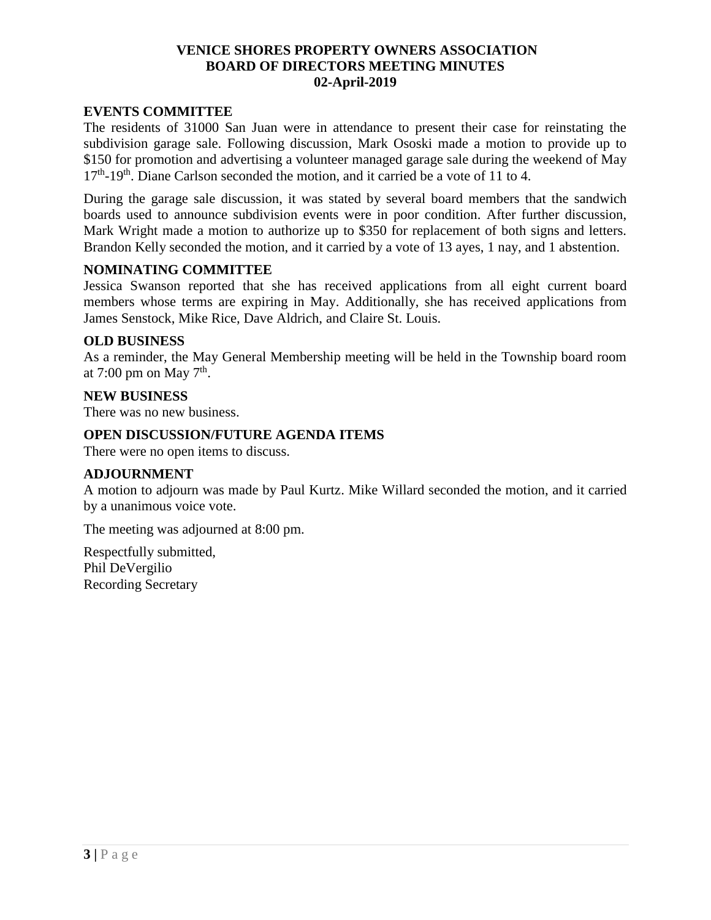**VENICE SHORES PROPERTY OWNERS ASSOCIATION**
**BOARD OF DIRECTORS MEETING MINUTES**
**02-April-2019**

## EVENTS COMMITTEE

The residents of 31000 San Juan were in attendance to present their case for reinstating the subdivision garage sale. Following discussion, Mark Ososki made a motion to provide up to $150 for promotion and advertising a volunteer managed garage sale during the weekend of May 17th-19th. Diane Carlson seconded the motion, and it carried be a vote of 11 to 4.

During the garage sale discussion, it was stated by several board members that the sandwich boards used to announce subdivision events were in poor condition. After further discussion, Mark Wright made a motion to authorize up to $350 for replacement of both signs and letters. Brandon Kelly seconded the motion, and it carried by a vote of 13 ayes, 1 nay, and 1 abstention.

## NOMINATING COMMITTEE

Jessica Swanson reported that she has received applications from all eight current board members whose terms are expiring in May. Additionally, she has received applications from James Senstock, Mike Rice, Dave Aldrich, and Claire St. Louis.

## OLD BUSINESS

As a reminder, the May General Membership meeting will be held in the Township board room at 7:00 pm on May 7th.

## NEW BUSINESS

There was no new business.

## OPEN DISCUSSION/FUTURE AGENDA ITEMS

There were no open items to discuss.

## ADJOURNMENT

A motion to adjourn was made by Paul Kurtz. Mike Willard seconded the motion, and it carried by a unanimous voice vote.

The meeting was adjourned at 8:00 pm.

Respectfully submitted,
Phil DeVergilio
Recording Secretary